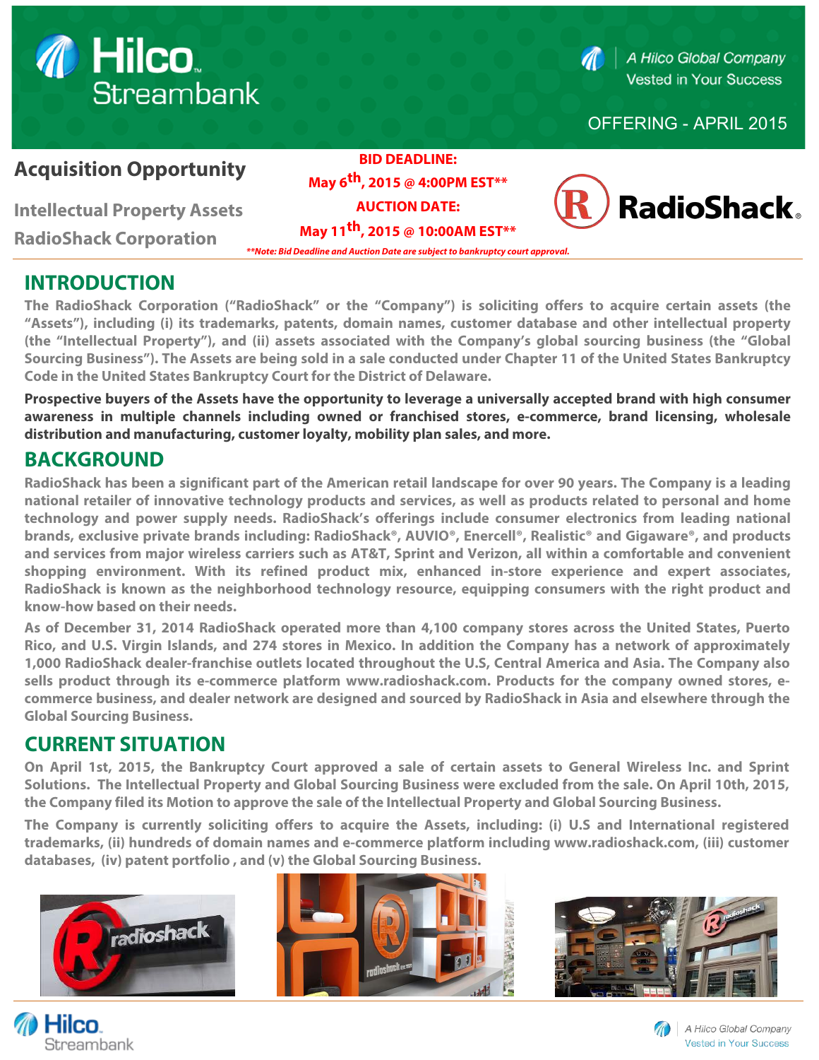Hilco Streambank

A Hilco Global Company
Vested in Your Success

OFFERING - APRIL 2015

# Acquisition Opportunity

**Intellectual Property Assets**

**RadioShack Corporation**

**BID DEADLINE:**
**May 6th, 2015 @ 4:00PM EST****

**AUCTION DATE:**
**May 11th, 2015 @ 10:00AM EST****

***Note: Bid Deadline and Auction Date are subject to bankruptcy court approval.*

RadioShack.

## INTRODUCTION

The RadioShack Corporation ("RadioShack" or the "Company") is soliciting offers to acquire certain assets (the "Assets"), including (i) its trademarks, patents, domain names, customer database and other intellectual property (the "Intellectual Property"), and (ii) assets associated with the Company's global sourcing business (the "Global Sourcing Business"). The Assets are being sold in a sale conducted under Chapter 11 of the United States Bankruptcy Code in the United States Bankruptcy Court for the District of Delaware.

**Prospective buyers of the Assets have the opportunity to leverage a universally accepted brand with high consumer awareness in multiple channels including owned or franchised stores, e-commerce, brand licensing, wholesale distribution and manufacturing, customer loyalty, mobility plan sales, and more.**

## BACKGROUND

RadioShack has been a significant part of the American retail landscape for over 90 years. The Company is a leading national retailer of innovative technology products and services, as well as products related to personal and home technology and power supply needs. RadioShack's offerings include consumer electronics from leading national brands, exclusive private brands including: RadioShack®, AUVIO®, Enercell®, Realistic® and Gigaware®, and products and services from major wireless carriers such as AT&T, Sprint and Verizon, all within a comfortable and convenient shopping environment. With its refined product mix, enhanced in-store experience and expert associates, RadioShack is known as the neighborhood technology resource, equipping consumers with the right product and know-how based on their needs.

As of December 31, 2014 RadioShack operated more than 4,100 company stores across the United States, Puerto Rico, and U.S. Virgin Islands, and 274 stores in Mexico. In addition the Company has a network of approximately 1,000 RadioShack dealer-franchise outlets located throughout the U.S, Central America and Asia. The Company also sells product through its e-commerce platform www.radioshack.com. Products for the company owned stores, e-commerce business, and dealer network are designed and sourced by RadioShack in Asia and elsewhere through the Global Sourcing Business.

## CURRENT SITUATION

On April 1st, 2015, the Bankruptcy Court approved a sale of certain assets to General Wireless Inc. and Sprint Solutions. The Intellectual Property and Global Sourcing Business were excluded from the sale. On April 10th, 2015, the Company filed its Motion to approve the sale of the Intellectual Property and Global Sourcing Business.

The Company is currently soliciting offers to acquire the Assets, including: (i) U.S and International registered trademarks, (ii) hundreds of domain names and e-commerce platform including www.radioshack.com, (iii) customer databases, (iv) patent portfolio , and (v) the Global Sourcing Business.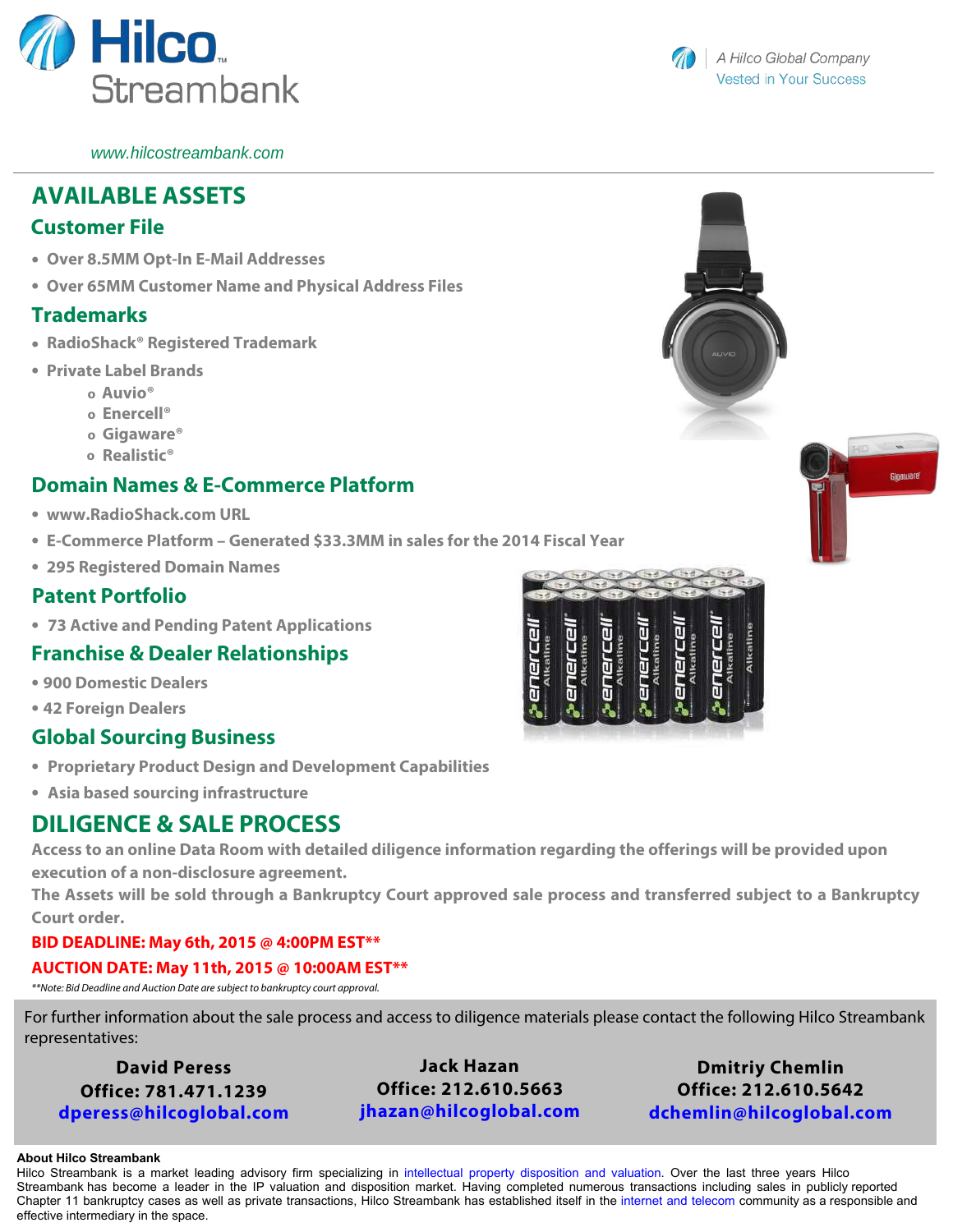# Hilco Streambank

A Hilco Global Company
Vested in Your Success

www.hilcostreambank.com

## AVAILABLE ASSETS

### Customer File

- Over 8.5MM Opt-In E-Mail Addresses
- Over 65MM Customer Name and Physical Address Files

### Trademarks

- RadioShack® Registered Trademark
- Private Label Brands
  - Auvio®
  - Enercell®
  - Gigaware®
  - Realistic®

### Domain Names & E-Commerce Platform

- www.RadioShack.com URL
- E-Commerce Platform – Generated $33.3MM in sales for the 2014 Fiscal Year
- 295 Registered Domain Names

### Patent Portfolio

- 73 Active and Pending Patent Applications

### Franchise & Dealer Relationships

- 900 Domestic Dealers
- 42 Foreign Dealers

### Global Sourcing Business

- Proprietary Product Design and Development Capabilities
- Asia based sourcing infrastructure

## DILIGENCE & SALE PROCESS

Access to an online Data Room with detailed diligence information regarding the offerings will be provided upon execution of a non-disclosure agreement.

The Assets will be sold through a Bankruptcy Court approved sale process and transferred subject to a Bankruptcy Court order.

**BID DEADLINE: May 6th, 2015 @ 4:00PM EST\*\***

**AUCTION DATE: May 11th, 2015 @ 10:00AM EST\*\***

*\*\*Note: Bid Deadline and Auction Date are subject to bankruptcy court approval.*

For further information about the sale process and access to diligence materials please contact the following Hilco Streambank representatives:

**David Peress**
**Office: 781.471.1239**
**dperess@hilcoglobal.com**

**Jack Hazan**
**Office: 212.610.5663**
**jhazan@hilcoglobal.com**

**Dmitriy Chemlin**
**Office: 212.610.5642**
**dchemlin@hilcoglobal.com**

**About Hilco Streambank**

Hilco Streambank is a market leading advisory firm specializing in intellectual property disposition and valuation. Over the last three years Hilco Streambank has become a leader in the IP valuation and disposition market. Having completed numerous transactions including sales in publicly reported Chapter 11 bankruptcy cases as well as private transactions, Hilco Streambank has established itself in the internet and telecom community as a responsible and effective intermediary in the space.